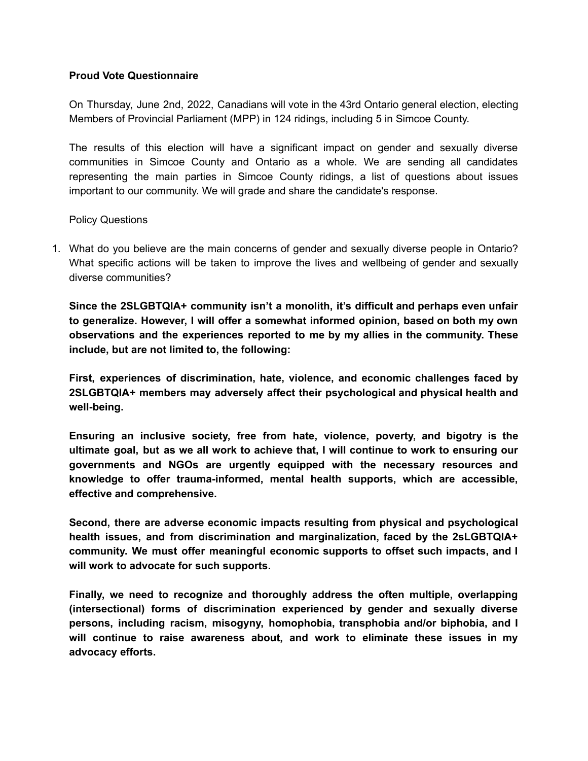**Proud Vote Questionnaire**

On Thursday, June 2nd, 2022, Canadians will vote in the 43rd Ontario general election, electing Members of Provincial Parliament (MPP) in 124 ridings, including 5 in Simcoe County.

The results of this election will have a significant impact on gender and sexually diverse communities in Simcoe County and Ontario as a whole. We are sending all candidates representing the main parties in Simcoe County ridings, a list of questions about issues important to our community. We will grade and share the candidate's response.

Policy Questions

1. What do you believe are the main concerns of gender and sexually diverse people in Ontario? What specific actions will be taken to improve the lives and wellbeing of gender and sexually diverse communities?

   **Since the 2SLGBTQIA+ community isn't a monolith, it's difficult and perhaps even unfair to generalize. However, I will offer a somewhat informed opinion, based on both my own observations and the experiences reported to me by my allies in the community. These include, but are not limited to, the following:**

   **First, experiences of discrimination, hate, violence, and economic challenges faced by 2SLGBTQIA+ members may adversely affect their psychological and physical health and well-being.**

   **Ensuring an inclusive society, free from hate, violence, poverty, and bigotry is the ultimate goal, but as we all work to achieve that, I will continue to work to ensuring our governments and NGOs are urgently equipped with the necessary resources and knowledge to offer trauma-informed, mental health supports, which are accessible, effective and comprehensive.**

   **Second, there are adverse economic impacts resulting from physical and psychological health issues, and from discrimination and marginalization, faced by the 2sLGBTQIA+ community. We must offer meaningful economic supports to offset such impacts, and I will work to advocate for such supports.**

   **Finally, we need to recognize and thoroughly address the often multiple, overlapping (intersectional) forms of discrimination experienced by gender and sexually diverse persons, including racism, misogyny, homophobia, transphobia and/or biphobia, and I will continue to raise awareness about, and work to eliminate these issues in my advocacy efforts.**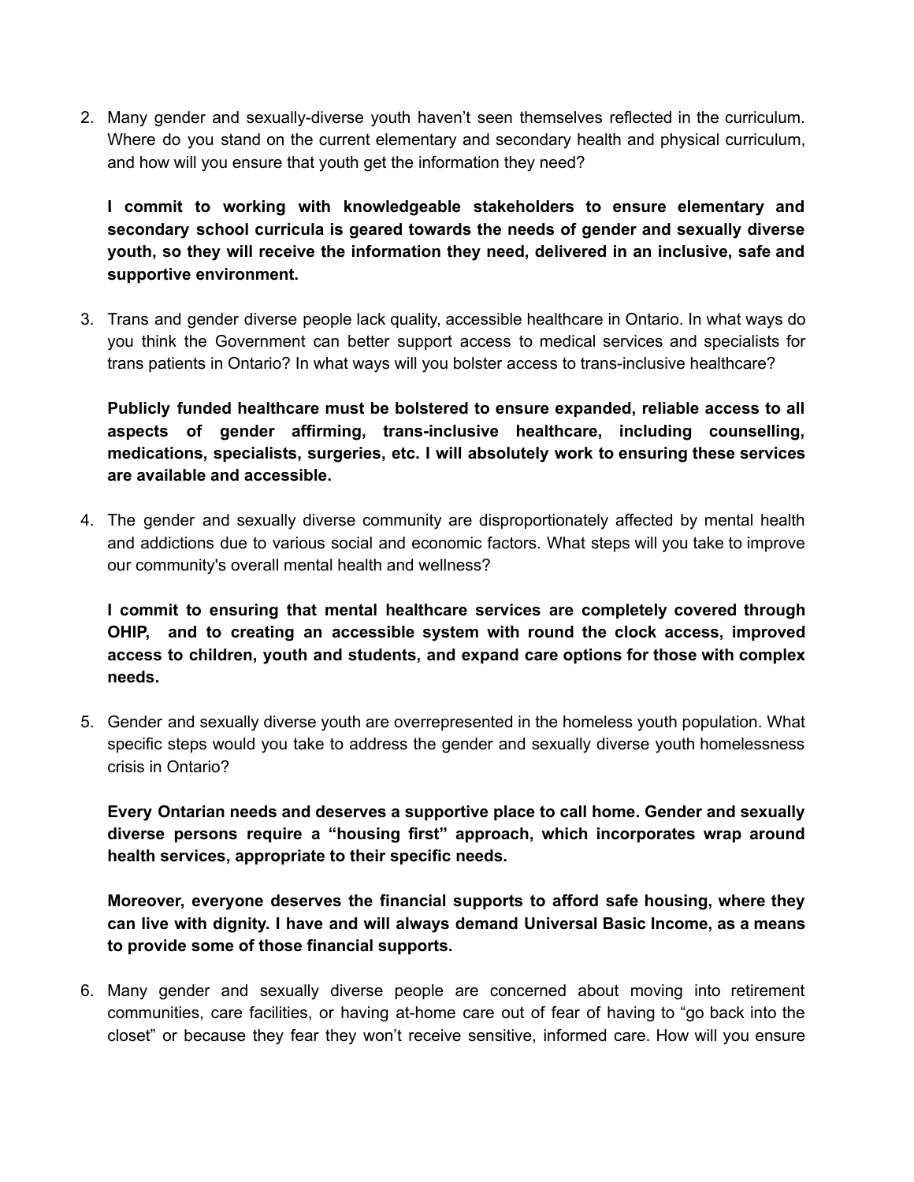2. Many gender and sexually-diverse youth haven't seen themselves reflected in the curriculum. Where do you stand on the current elementary and secondary health and physical curriculum, and how will you ensure that youth get the information they need?

   **I commit to working with knowledgeable stakeholders to ensure elementary and secondary school curricula is geared towards the needs of gender and sexually diverse youth, so they will receive the information they need, delivered in an inclusive, safe and supportive environment.**

3. Trans and gender diverse people lack quality, accessible healthcare in Ontario. In what ways do you think the Government can better support access to medical services and specialists for trans patients in Ontario? In what ways will you bolster access to trans-inclusive healthcare?

   **Publicly funded healthcare must be bolstered to ensure expanded, reliable access to all aspects of gender affirming, trans-inclusive healthcare, including counselling, medications, specialists, surgeries, etc. I will absolutely work to ensuring these services are available and accessible.**

4. The gender and sexually diverse community are disproportionately affected by mental health and addictions due to various social and economic factors. What steps will you take to improve our community's overall mental health and wellness?

   **I commit to ensuring that mental healthcare services are completely covered through OHIP, and to creating an accessible system with round the clock access, improved access to children, youth and students, and expand care options for those with complex needs.**

5. Gender and sexually diverse youth are overrepresented in the homeless youth population. What specific steps would you take to address the gender and sexually diverse youth homelessness crisis in Ontario?

   **Every Ontarian needs and deserves a supportive place to call home. Gender and sexually diverse persons require a "housing first" approach, which incorporates wrap around health services, appropriate to their specific needs.**

   **Moreover, everyone deserves the financial supports to afford safe housing, where they can live with dignity. I have and will always demand Universal Basic Income, as a means to provide some of those financial supports.**

6. Many gender and sexually diverse people are concerned about moving into retirement communities, care facilities, or having at-home care out of fear of having to "go back into the closet" or because they fear they won't receive sensitive, informed care. How will you ensure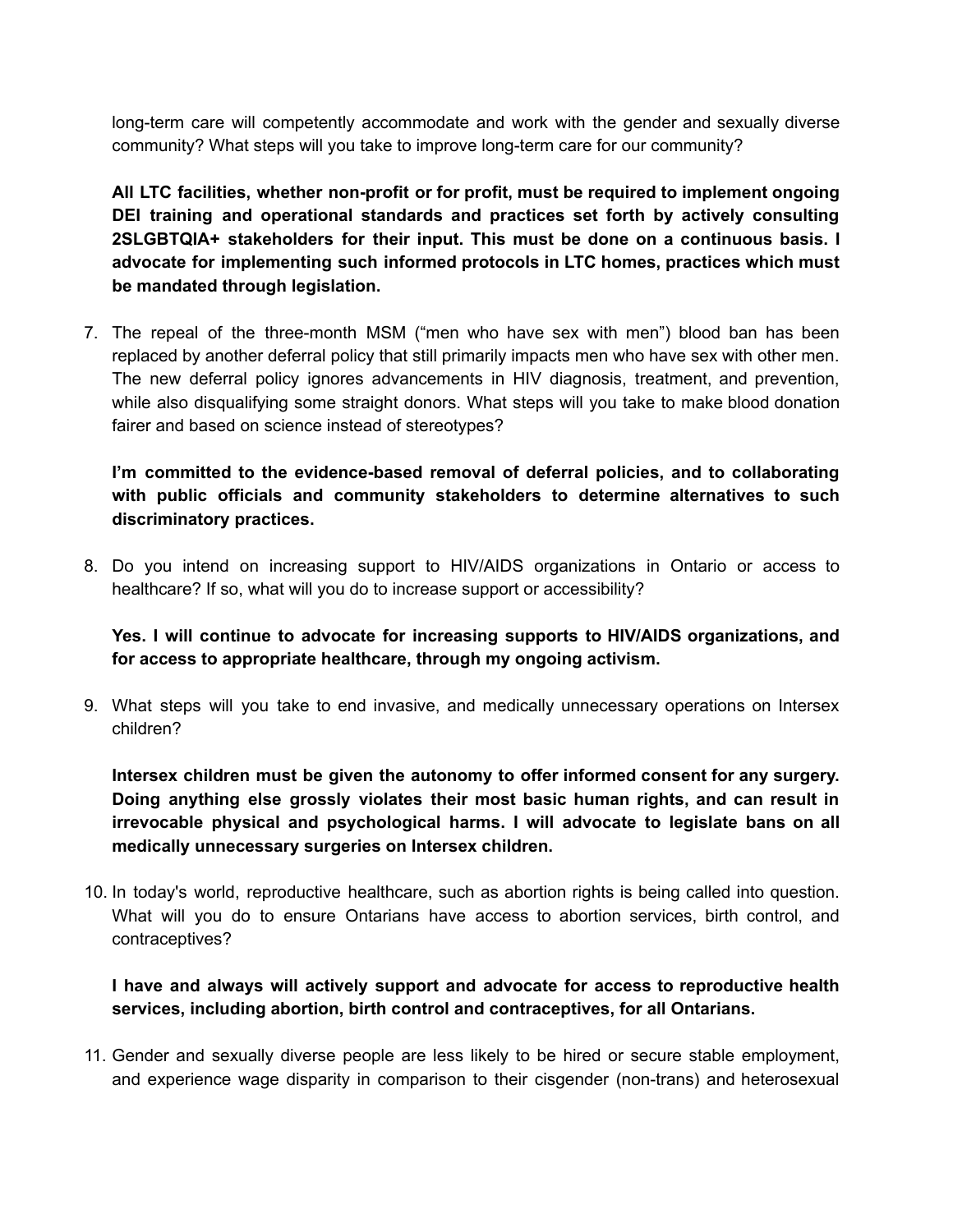long-term care will competently accommodate and work with the gender and sexually diverse community? What steps will you take to improve long-term care for our community?

**All LTC facilities, whether non-profit or for profit, must be required to implement ongoing DEI training and operational standards and practices set forth by actively consulting 2SLGBTQIA+ stakeholders for their input. This must be done on a continuous basis. I advocate for implementing such informed protocols in LTC homes, practices which must be mandated through legislation.**

7. The repeal of the three-month MSM ("men who have sex with men") blood ban has been replaced by another deferral policy that still primarily impacts men who have sex with other men. The new deferral policy ignores advancements in HIV diagnosis, treatment, and prevention, while also disqualifying some straight donors. What steps will you take to make blood donation fairer and based on science instead of stereotypes?

   **I'm committed to the evidence-based removal of deferral policies, and to collaborating with public officials and community stakeholders to determine alternatives to such discriminatory practices.**

8. Do you intend on increasing support to HIV/AIDS organizations in Ontario or access to healthcare? If so, what will you do to increase support or accessibility?

   **Yes. I will continue to advocate for increasing supports to HIV/AIDS organizations, and for access to appropriate healthcare, through my ongoing activism.**

9. What steps will you take to end invasive, and medically unnecessary operations on Intersex children?

   **Intersex children must be given the autonomy to offer informed consent for any surgery. Doing anything else grossly violates their most basic human rights, and can result in irrevocable physical and psychological harms. I will advocate to legislate bans on all medically unnecessary surgeries on Intersex children.**

10. In today's world, reproductive healthcare, such as abortion rights is being called into question. What will you do to ensure Ontarians have access to abortion services, birth control, and contraceptives?

    **I have and always will actively support and advocate for access to reproductive health services, including abortion, birth control and contraceptives, for all Ontarians.**

11. Gender and sexually diverse people are less likely to be hired or secure stable employment, and experience wage disparity in comparison to their cisgender (non-trans) and heterosexual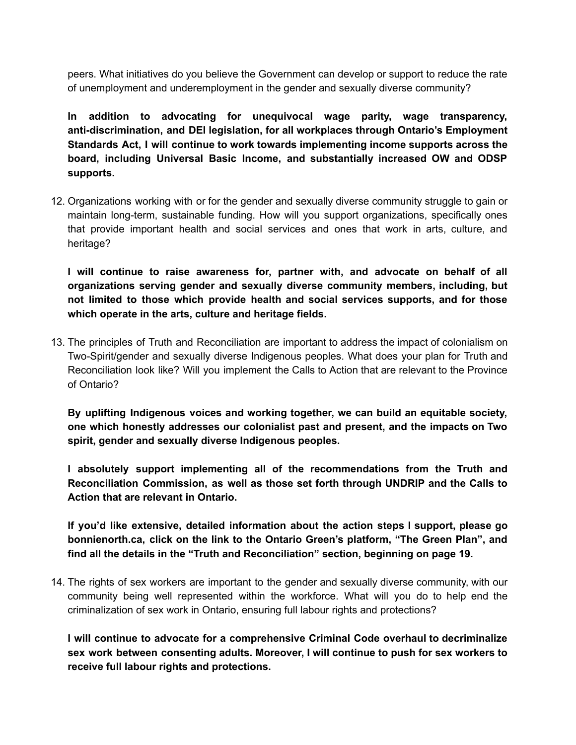peers. What initiatives do you believe the Government can develop or support to reduce the rate of unemployment and underemployment in the gender and sexually diverse community?

**In addition to advocating for unequivocal wage parity, wage transparency, anti-discrimination, and DEI legislation, for all workplaces through Ontario's Employment Standards Act, I will continue to work towards implementing income supports across the board, including Universal Basic Income, and substantially increased OW and ODSP supports.**

12. Organizations working with or for the gender and sexually diverse community struggle to gain or maintain long-term, sustainable funding. How will you support organizations, specifically ones that provide important health and social services and ones that work in arts, culture, and heritage?

    **I will continue to raise awareness for, partner with, and advocate on behalf of all organizations serving gender and sexually diverse community members, including, but not limited to those which provide health and social services supports, and for those which operate in the arts, culture and heritage fields.**

13. The principles of Truth and Reconciliation are important to address the impact of colonialism on Two-Spirit/gender and sexually diverse Indigenous peoples. What does your plan for Truth and Reconciliation look like? Will you implement the Calls to Action that are relevant to the Province of Ontario?

    **By uplifting Indigenous voices and working together, we can build an equitable society, one which honestly addresses our colonialist past and present, and the impacts on Two spirit, gender and sexually diverse Indigenous peoples.**

    **I absolutely support implementing all of the recommendations from the Truth and Reconciliation Commission, as well as those set forth through UNDRIP and the Calls to Action that are relevant in Ontario.**

    **If you'd like extensive, detailed information about the action steps I support, please go bonnienorth.ca, click on the link to the Ontario Green's platform, "The Green Plan", and find all the details in the "Truth and Reconciliation" section, beginning on page 19.**

14. The rights of sex workers are important to the gender and sexually diverse community, with our community being well represented within the workforce. What will you do to help end the criminalization of sex work in Ontario, ensuring full labour rights and protections?

    **I will continue to advocate for a comprehensive Criminal Code overhaul to decriminalize sex work between consenting adults. Moreover, I will continue to push for sex workers to receive full labour rights and protections.**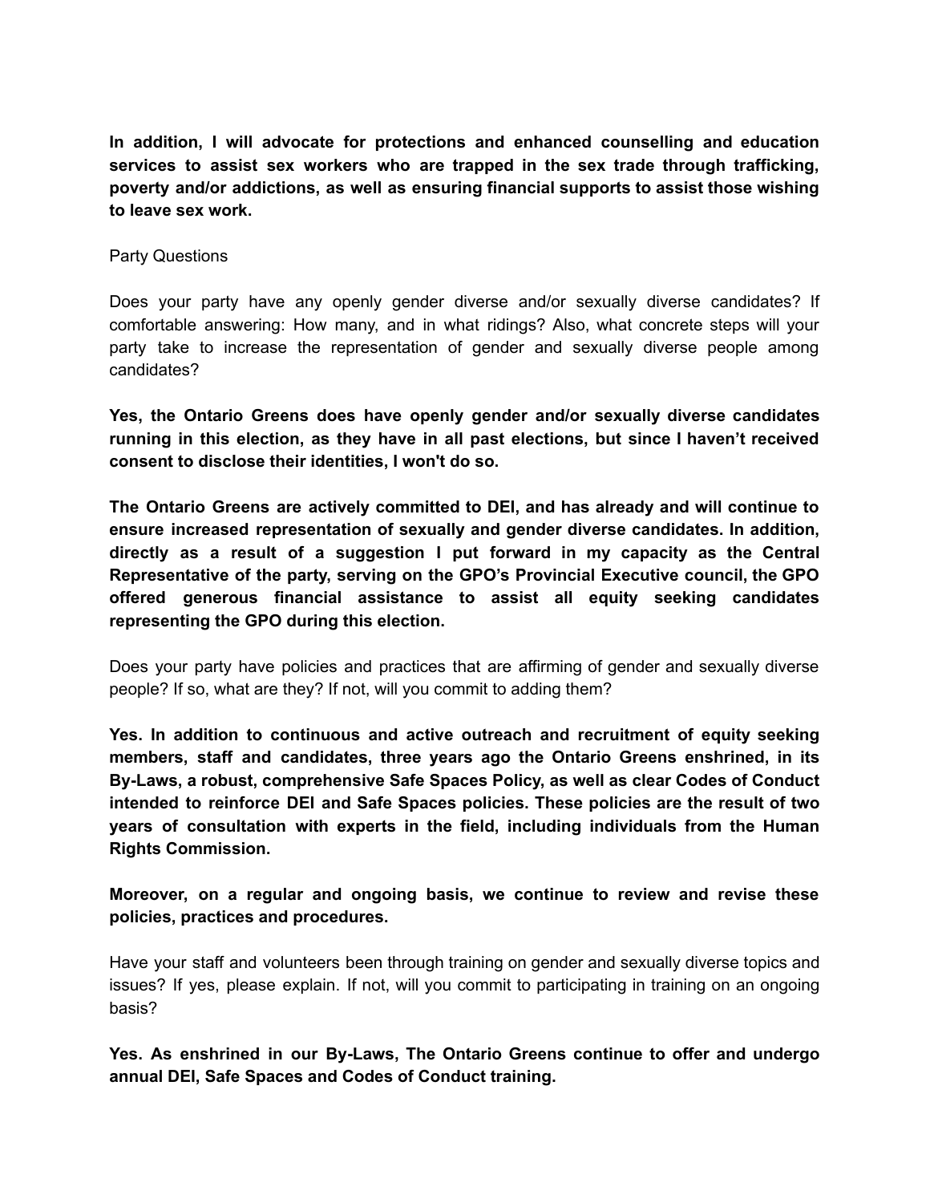**In addition, I will advocate for protections and enhanced counselling and education services to assist sex workers who are trapped in the sex trade through trafficking, poverty and/or addictions, as well as ensuring financial supports to assist those wishing to leave sex work.**

Party Questions

Does your party have any openly gender diverse and/or sexually diverse candidates? If comfortable answering: How many, and in what ridings? Also, what concrete steps will your party take to increase the representation of gender and sexually diverse people among candidates?

**Yes, the Ontario Greens does have openly gender and/or sexually diverse candidates running in this election, as they have in all past elections, but since I haven't received consent to disclose their identities, I won't do so.**

**The Ontario Greens are actively committed to DEI, and has already and will continue to ensure increased representation of sexually and gender diverse candidates. In addition, directly as a result of a suggestion I put forward in my capacity as the Central Representative of the party, serving on the GPO's Provincial Executive council, the GPO offered generous financial assistance to assist all equity seeking candidates representing the GPO during this election.**

Does your party have policies and practices that are affirming of gender and sexually diverse people? If so, what are they? If not, will you commit to adding them?

**Yes. In addition to continuous and active outreach and recruitment of equity seeking members, staff and candidates, three years ago the Ontario Greens enshrined, in its By-Laws, a robust, comprehensive Safe Spaces Policy, as well as clear Codes of Conduct intended to reinforce DEI and Safe Spaces policies. These policies are the result of two years of consultation with experts in the field, including individuals from the Human Rights Commission.**

**Moreover, on a regular and ongoing basis, we continue to review and revise these policies, practices and procedures.**

Have your staff and volunteers been through training on gender and sexually diverse topics and issues? If yes, please explain. If not, will you commit to participating in training on an ongoing basis?

**Yes. As enshrined in our By-Laws, The Ontario Greens continue to offer and undergo annual DEI, Safe Spaces and Codes of Conduct training.**